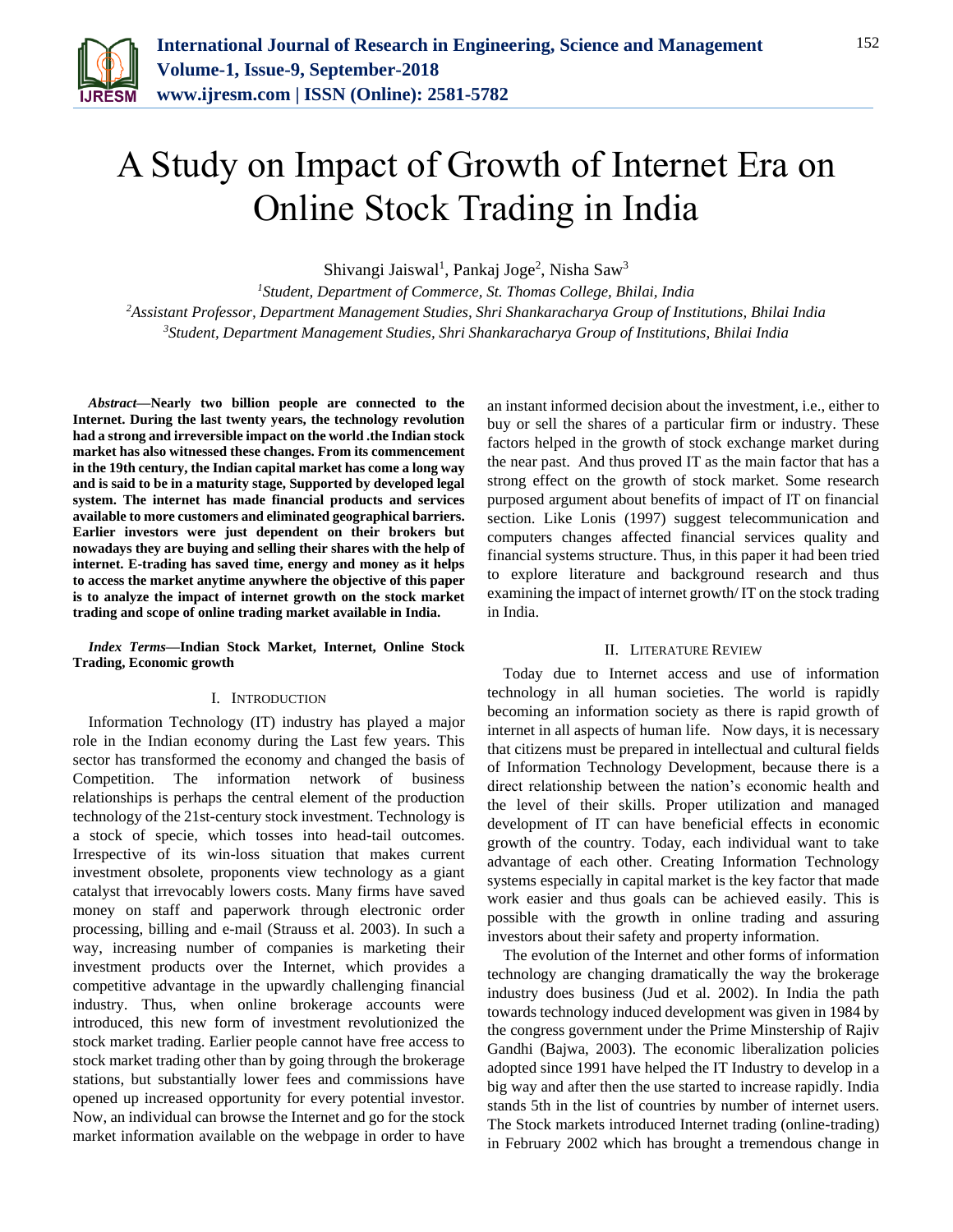# A Study on Impact of Growth of Internet Era on Online Stock Trading in India

Shivangi Jaiswal[1], Pankaj Joge[2], Nisha Saw[3]

[1]*Student, Department of Commerce, St. Thomas College, Bhilai, India*
[2]*Assistant Professor, Department Management Studies, Shri Shankaracharya Group of Institutions, Bhilai India*
[3]*Student, Department Management Studies, Shri Shankaracharya Group of Institutions, Bhilai India*

***Abstract*—Nearly two billion people are connected to the Internet. During the last twenty years, the technology revolution had a strong and irreversible impact on the world .the Indian stock market has also witnessed these changes. From its commencement in the 19th century, the Indian capital market has come a long way and is said to be in a maturity stage, Supported by developed legal system. The internet has made financial products and services available to more customers and eliminated geographical barriers. Earlier investors were just dependent on their brokers but nowadays they are buying and selling their shares with the help of internet. E-trading has saved time, energy and money as it helps to access the market anytime anywhere the objective of this paper is to analyze the impact of internet growth on the stock market trading and scope of online trading market available in India.**

***Index Terms*—Indian Stock Market, Internet, Online Stock Trading, Economic growth**

## I. Introduction

Information Technology (IT) industry has played a major role in the Indian economy during the Last few years. This sector has transformed the economy and changed the basis of Competition. The information network of business relationships is perhaps the central element of the production technology of the 21st-century stock investment. Technology is a stock of specie, which tosses into head-tail outcomes. Irrespective of its win-loss situation that makes current investment obsolete, proponents view technology as a giant catalyst that irrevocably lowers costs. Many firms have saved money on staff and paperwork through electronic order processing, billing and e-mail (Strauss et al. 2003). In such a way, increasing number of companies is marketing their investment products over the Internet, which provides a competitive advantage in the upwardly challenging financial industry. Thus, when online brokerage accounts were introduced, this new form of investment revolutionized the stock market trading. Earlier people cannot have free access to stock market trading other than by going through the brokerage stations, but substantially lower fees and commissions have opened up increased opportunity for every potential investor. Now, an individual can browse the Internet and go for the stock market information available on the webpage in order to have an instant informed decision about the investment, i.e., either to buy or sell the shares of a particular firm or industry. These factors helped in the growth of stock exchange market during the near past. And thus proved IT as the main factor that has a strong effect on the growth of stock market. Some research purposed argument about benefits of impact of IT on financial section. Like Lonis (1997) suggest telecommunication and computers changes affected financial services quality and financial systems structure. Thus, in this paper it had been tried to explore literature and background research and thus examining the impact of internet growth/ IT on the stock trading in India.

## II. Literature Review

Today due to Internet access and use of information technology in all human societies. The world is rapidly becoming an information society as there is rapid growth of internet in all aspects of human life. Now days, it is necessary that citizens must be prepared in intellectual and cultural fields of Information Technology Development, because there is a direct relationship between the nation's economic health and the level of their skills. Proper utilization and managed development of IT can have beneficial effects in economic growth of the country. Today, each individual want to take advantage of each other. Creating Information Technology systems especially in capital market is the key factor that made work easier and thus goals can be achieved easily. This is possible with the growth in online trading and assuring investors about their safety and property information.

The evolution of the Internet and other forms of information technology are changing dramatically the way the brokerage industry does business (Jud et al. 2002). In India the path towards technology induced development was given in 1984 by the congress government under the Prime Minstership of Rajiv Gandhi (Bajwa, 2003). The economic liberalization policies adopted since 1991 have helped the IT Industry to develop in a big way and after then the use started to increase rapidly. India stands 5th in the list of countries by number of internet users. The Stock markets introduced Internet trading (online-trading) in February 2002 which has brought a tremendous change in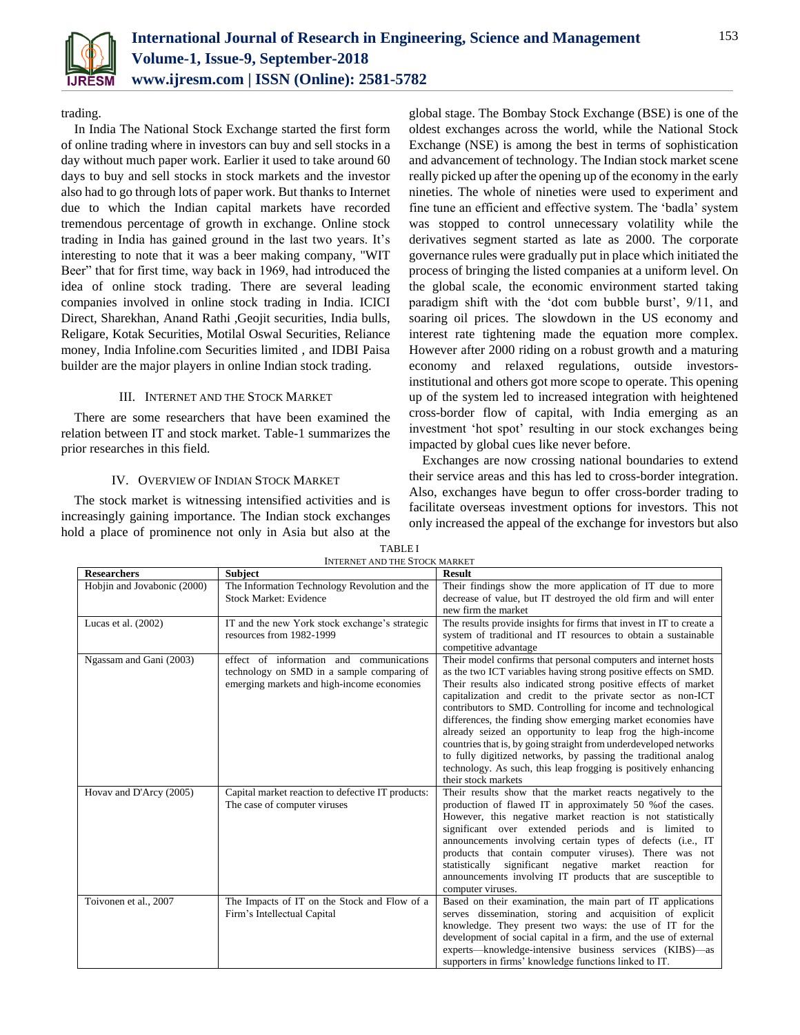trading.

In India The National Stock Exchange started the first form of online trading where in investors can buy and sell stocks in a day without much paper work. Earlier it used to take around 60 days to buy and sell stocks in stock markets and the investor also had to go through lots of paper work. But thanks to Internet due to which the Indian capital markets have recorded tremendous percentage of growth in exchange. Online stock trading in India has gained ground in the last two years. It's interesting to note that it was a beer making company, "WIT Beer" that for first time, way back in 1969, had introduced the idea of online stock trading. There are several leading companies involved in online stock trading in India. ICICI Direct, Sharekhan, Anand Rathi ,Geojit securities, India bulls, Religare, Kotak Securities, Motilal Oswal Securities, Reliance money, India Infoline.com Securities limited , and IDBI Paisa builder are the major players in online Indian stock trading.

## III. Internet and the Stock Market

There are some researchers that have been examined the relation between IT and stock market. Table-1 summarizes the prior researches in this field.

## IV. Overview of Indian Stock Market

The stock market is witnessing intensified activities and is increasingly gaining importance. The Indian stock exchanges hold a place of prominence not only in Asia but also at the global stage. The Bombay Stock Exchange (BSE) is one of the oldest exchanges across the world, while the National Stock Exchange (NSE) is among the best in terms of sophistication and advancement of technology. The Indian stock market scene really picked up after the opening up of the economy in the early nineties. The whole of nineties were used to experiment and fine tune an efficient and effective system. The 'badla' system was stopped to control unnecessary volatility while the derivatives segment started as late as 2000. The corporate governance rules were gradually put in place which initiated the process of bringing the listed companies at a uniform level. On the global scale, the economic environment started taking paradigm shift with the 'dot com bubble burst', 9/11, and soaring oil prices. The slowdown in the US economy and interest rate tightening made the equation more complex. However after 2000 riding on a robust growth and a maturing economy and relaxed regulations, outside investors-institutional and others got more scope to operate. This opening up of the system led to increased integration with heightened cross-border flow of capital, with India emerging as an investment 'hot spot' resulting in our stock exchanges being impacted by global cues like never before.

Exchanges are now crossing national boundaries to extend their service areas and this has led to cross-border integration. Also, exchanges have begun to offer cross-border trading to facilitate overseas investment options for investors. This not only increased the appeal of the exchange for investors but also

TABLE I
INTERNET AND THE STOCK MARKET

| Researchers | Subject | Result |
|---|---|---|
| Hobjin and Jovabonic (2000) | The Information Technology Revolution and the Stock Market: Evidence | Their findings show the more application of IT due to more decrease of value, but IT destroyed the old firm and will enter new firm the market |
| Lucas et al. (2002) | IT and the new York stock exchange's strategic resources from 1982-1999 | The results provide insights for firms that invest in IT to create a system of traditional and IT resources to obtain a sustainable competitive advantage |
| Ngassam and Gani (2003) | effect of information and communications technology on SMD in a sample comparing of emerging markets and high-income economies | Their model confirms that personal computers and internet hosts as the two ICT variables having strong positive effects on SMD. Their results also indicated strong positive effects of market capitalization and credit to the private sector as non-ICT contributors to SMD. Controlling for income and technological differences, the finding show emerging market economies have already seized an opportunity to leap frog the high-income countries that is, by going straight from underdeveloped networks to fully digitized networks, by passing the traditional analog technology. As such, this leap frogging is positively enhancing their stock markets |
| Hovav and D'Arcy (2005) | Capital market reaction to defective IT products: The case of computer viruses | Their results show that the market reacts negatively to the production of flawed IT in approximately 50 %of the cases. However, this negative market reaction is not statistically significant over extended periods and is limited to announcements involving certain types of defects (i.e., IT products that contain computer viruses). There was not statistically significant negative market reaction for announcements involving IT products that are susceptible to computer viruses. |
| Toivonen et al., 2007 | The Impacts of IT on the Stock and Flow of a Firm's Intellectual Capital | Based on their examination, the main part of IT applications serves dissemination, storing and acquisition of explicit knowledge. They present two ways: the use of IT for the development of social capital in a firm, and the use of external experts—knowledge-intensive business services (KIBS)—as supporters in firms' knowledge functions linked to IT. |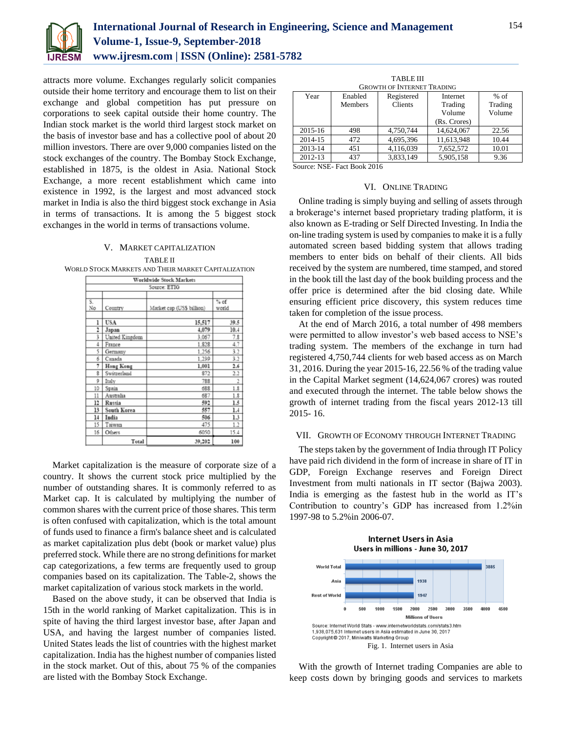attracts more volume. Exchanges regularly solicit companies outside their home territory and encourage them to list on their exchange and global competition has put pressure on corporations to seek capital outside their home country. The Indian stock market is the world third largest stock market on the basis of investor base and has a collective pool of about 20 million investors. There are over 9,000 companies listed on the stock exchanges of the country. The Bombay Stock Exchange, established in 1875, is the oldest in Asia. National Stock Exchange, a more recent establishment which came into existence in 1992, is the largest and most advanced stock market in India is also the third biggest stock exchange in Asia in terms of transactions. It is among the 5 biggest stock exchanges in the world in terms of transactions volume.

## V. Market Capitalization

TABLE II
WORLD STOCK MARKETS AND THEIR MARKET CAPITALIZATION

| Worldwide Stock Markets | | | |
|---|---|---|---|
| Source: ETIG | | | |
| S. No | Country | Market cap (US$ billion) | % of world |
| 1 | **USA** | 15,517 | 39.5 |
| 2 | **Japan** | 4,079 | 10.4 |
| 3 | United Kingdom | 3,067 | 7.8 |
| 4 | France | 1,828 | 4.7 |
| 5 | Germany | 1,256 | 3.2 |
| 6 | Canada | 1,239 | 3.2 |
| 7 | **Hong Kong** | 1,001 | 2.6 |
| 8 | Switzerland | 872 | 2.2 |
| 9 | Italy | 788 | 2 |
| 10 | Spain | 688 | 1.8 |
| 11 | Australia | 687 | 1.8 |
| 12 | **Russia** | 592 | 1.5 |
| 13 | **South Korea** | 557 | 1.4 |
| 14 | **India** | 506 | 1.3 |
| 15 | Taiwan | 475 | 1.2 |
| 16 | Others | 6050 | 15.4 |
| | **Total** | 39,202 | 100 |

Market capitalization is the measure of corporate size of a country. It shows the current stock price multiplied by the number of outstanding shares. It is commonly referred to as Market cap. It is calculated by multiplying the number of common shares with the current price of those shares. This term is often confused with capitalization, which is the total amount of funds used to finance a firm's balance sheet and is calculated as market capitalization plus debt (book or market value) plus preferred stock. While there are no strong definitions for market cap categorizations, a few terms are frequently used to group companies based on its capitalization. The Table-2, shows the market capitalization of various stock markets in the world.

Based on the above study, it can be observed that India is 15th in the world ranking of Market capitalization. This is in spite of having the third largest investor base, after Japan and USA, and having the largest number of companies listed. United States leads the list of countries with the highest market capitalization. India has the highest number of companies listed in the stock market. Out of this, about 75 % of the companies are listed with the Bombay Stock Exchange.

TABLE III
GROWTH OF INTERNET TRADING

| Year | Enabled Members | Registered Clients | Internet Trading Volume (Rs. Crores) | % of Trading Volume |
|---|---|---|---|---|
| 2015-16 | 498 | 4,750,744 | 14,624,067 | 22.56 |
| 2014-15 | 472 | 4,695,396 | 11,613,948 | 10.44 |
| 2013-14 | 451 | 4,116,039 | 7,652,572 | 10.01 |
| 2012-13 | 437 | 3,833,149 | 5,905,158 | 9.36 |

Source: NSE- Fact Book 2016

## VI. Online Trading

Online trading is simply buying and selling of assets through a brokerage's internet based proprietary trading platform, it is also known as E-trading or Self Directed Investing. In India the on-line trading system is used by companies to make it is a fully automated screen based bidding system that allows trading members to enter bids on behalf of their clients. All bids received by the system are numbered, time stamped, and stored in the book till the last day of the book building process and the offer price is determined after the bid closing date. While ensuring efficient price discovery, this system reduces time taken for completion of the issue process.

At the end of March 2016, a total number of 498 members were permitted to allow investor's web based access to NSE's trading system. The members of the exchange in turn had registered 4,750,744 clients for web based access as on March 31, 2016. During the year 2015-16, 22.56 % of the trading value in the Capital Market segment (14,624,067 crores) was routed and executed through the internet. The table below shows the growth of internet trading from the fiscal years 2012-13 till 2015- 16.

## VII. Growth of Economy through Internet Trading

The steps taken by the government of India through IT Policy have paid rich dividend in the form of increase in share of IT in GDP, Foreign Exchange reserves and Foreign Direct Investment from multi nationals in IT sector (Bajwa 2003). India is emerging as the fastest hub in the world as IT's Contribution to country's GDP has increased from 1.2%in 1997-98 to 5.2%in 2006-07.

Fig. 1. Internet users in Asia

With the growth of Internet trading Companies are able to keep costs down by bringing goods and services to markets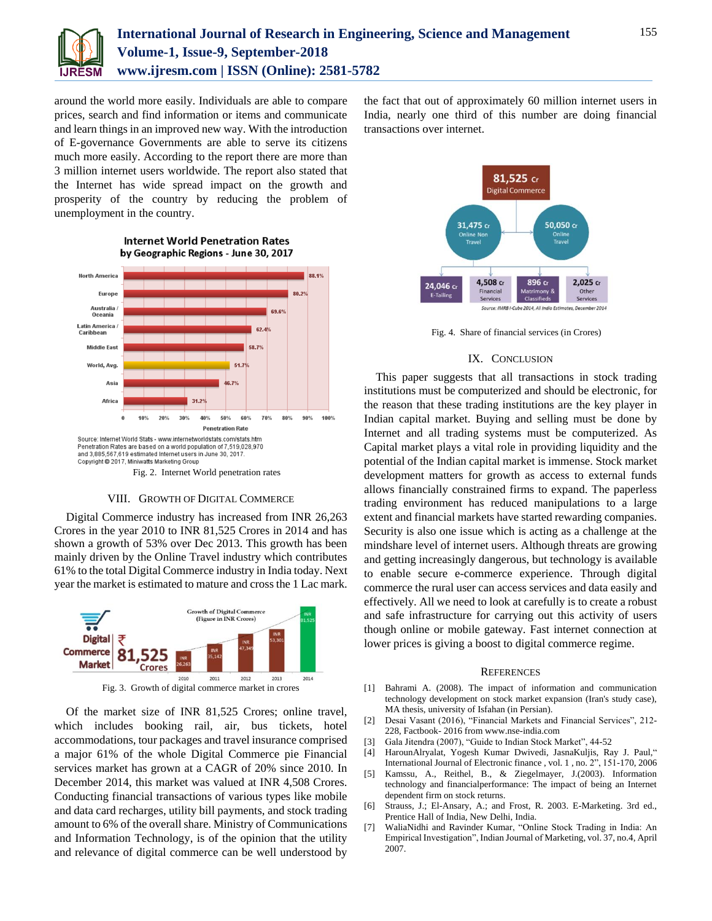around the world more easily. Individuals are able to compare prices, search and find information or items and communicate and learn things in an improved new way. With the introduction of E-governance Governments are able to serve its citizens much more easily. According to the report there are more than 3 million internet users worldwide. The report also stated that the Internet has wide spread impact on the growth and prosperity of the country by reducing the problem of unemployment in the country.

Fig. 2. Internet World penetration rates

## VIII. Growth of Digital Commerce

Digital Commerce industry has increased from INR 26,263 Crores in the year 2010 to INR 81,525 Crores in 2014 and has shown a growth of 53% over Dec 2013. This growth has been mainly driven by the Online Travel industry which contributes 61% to the total Digital Commerce industry in India today. Next year the market is estimated to mature and cross the 1 Lac mark.

Fig. 3. Growth of digital commerce market in crores

Of the market size of INR 81,525 Crores; online travel, which includes booking rail, air, bus tickets, hotel accommodations, tour packages and travel insurance comprised a major 61% of the whole Digital Commerce pie Financial services market has grown at a CAGR of 20% since 2010. In December 2014, this market was valued at INR 4,508 Crores. Conducting financial transactions of various types like mobile and data card recharges, utility bill payments, and stock trading amount to 6% of the overall share. Ministry of Communications and Information Technology, is of the opinion that the utility and relevance of digital commerce can be well understood by the fact that out of approximately 60 million internet users in India, nearly one third of this number are doing financial transactions over internet.

Fig. 4. Share of financial services (in Crores)

## IX. Conclusion

This paper suggests that all transactions in stock trading institutions must be computerized and should be electronic, for the reason that these trading institutions are the key player in Indian capital market. Buying and selling must be done by Internet and all trading systems must be computerized. As Capital market plays a vital role in providing liquidity and the potential of the Indian capital market is immense. Stock market development matters for growth as access to external funds allows financially constrained firms to expand. The paperless trading environment has reduced manipulations to a large extent and financial markets have started rewarding companies. Security is also one issue which is acting as a challenge at the mindshare level of internet users. Although threats are growing and getting increasingly dangerous, but technology is available to enable secure e-commerce experience. Through digital commerce the rural user can access services and data easily and effectively. All we need to look at carefully is to create a robust and safe infrastructure for carrying out this activity of users though online or mobile gateway. Fast internet connection at lower prices is giving a boost to digital commerce regime.

## References

[1] Bahrami A. (2008). The impact of information and communication technology development on stock market expansion (Iran's study case), MA thesis, university of Isfahan (in Persian).

[2] Desai Vasant (2016), "Financial Markets and Financial Services", 212-228, Factbook- 2016 from www.nse-india.com

[3] Gala Jitendra (2007), "Guide to Indian Stock Market", 44-52

[4] HarounAlryalat, Yogesh Kumar Dwivedi, JasnaKuljis, Ray J. Paul," International Journal of Electronic finance , vol. 1 , no. 2", 151-170, 2006

[5] Kamssu, A., Reithel, B., & Ziegelmayer, J.(2003). Information technology and financialperformance: The impact of being an Internet dependent firm on stock returns.

[6] Strauss, J.; El-Ansary, A.; and Frost, R. 2003. E-Marketing. 3rd ed., Prentice Hall of India, New Delhi, India.

[7] WaliaNidhi and Ravinder Kumar, "Online Stock Trading in India: An Empirical Investigation", Indian Journal of Marketing, vol. 37, no.4, April 2007.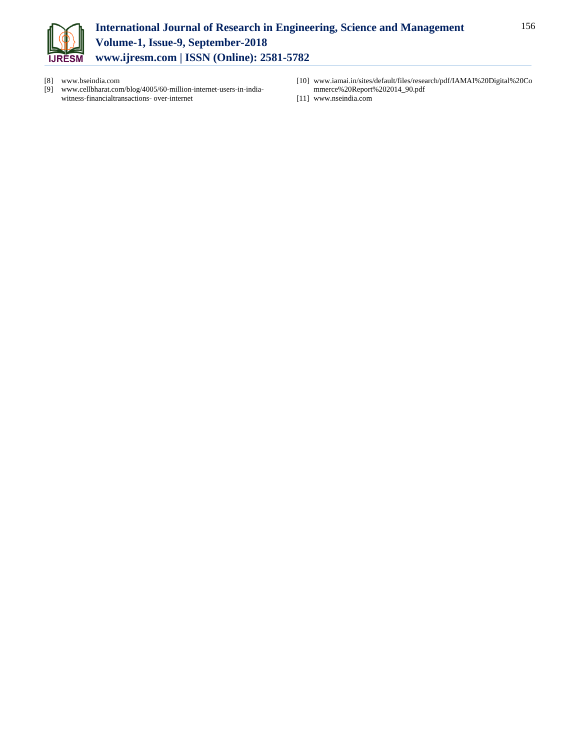[8] www.bseindia.com
[9] www.cellbharat.com/blog/4005/60-million-internet-users-in-india-witness-financialtransactions- over-internet
[10] www.iamai.in/sites/default/files/research/pdf/IAMAI%20Digital%20Commerce%20Report%202014_90.pdf
[11] www.nseindia.com